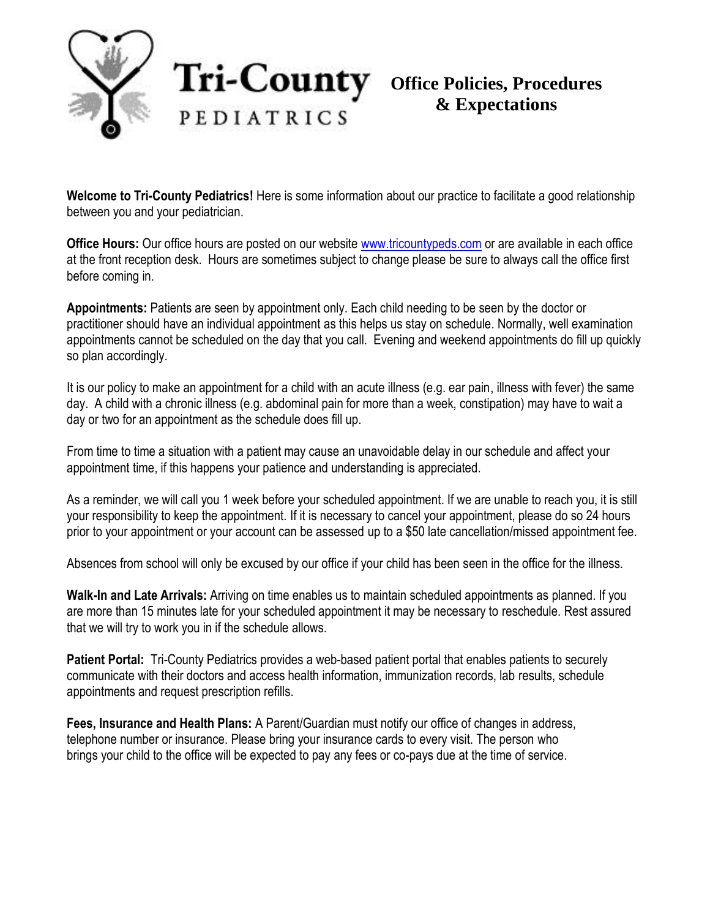# Tri-County PEDIATRICS

## Office Policies, Procedures & Expectations

**Welcome to Tri-County Pediatrics!** Here is some information about our practice to facilitate a good relationship between you and your pediatrician.

**Office Hours:** Our office hours are posted on our website [www.tricountypeds.com](http://www.tricountypeds.com) or are available in each office at the front reception desk. Hours are sometimes subject to change please be sure to always call the office first before coming in.

**Appointments:** Patients are seen by appointment only. Each child needing to be seen by the doctor or practitioner should have an individual appointment as this helps us stay on schedule. Normally, well examination appointments cannot be scheduled on the day that you call. Evening and weekend appointments do fill up quickly so plan accordingly.

It is our policy to make an appointment for a child with an acute illness (e.g. ear pain, illness with fever) the same day. A child with a chronic illness (e.g. abdominal pain for more than a week, constipation) may have to wait a day or two for an appointment as the schedule does fill up.

From time to time a situation with a patient may cause an unavoidable delay in our schedule and affect your appointment time, if this happens your patience and understanding is appreciated.

As a reminder, we will call you 1 week before your scheduled appointment. If we are unable to reach you, it is still your responsibility to keep the appointment. If it is necessary to cancel your appointment, please do so 24 hours prior to your appointment or your account can be assessed up to a $50 late cancellation/missed appointment fee.

Absences from school will only be excused by our office if your child has been seen in the office for the illness.

**Walk-In and Late Arrivals:** Arriving on time enables us to maintain scheduled appointments as planned. If you are more than 15 minutes late for your scheduled appointment it may be necessary to reschedule. Rest assured that we will try to work you in if the schedule allows.

**Patient Portal:** Tri-County Pediatrics provides a web-based patient portal that enables patients to securely communicate with their doctors and access health information, immunization records, lab results, schedule appointments and request prescription refills.

**Fees, Insurance and Health Plans:** A Parent/Guardian must notify our office of changes in address, telephone number or insurance. Please bring your insurance cards to every visit. The person who brings your child to the office will be expected to pay any fees or co-pays due at the time of service.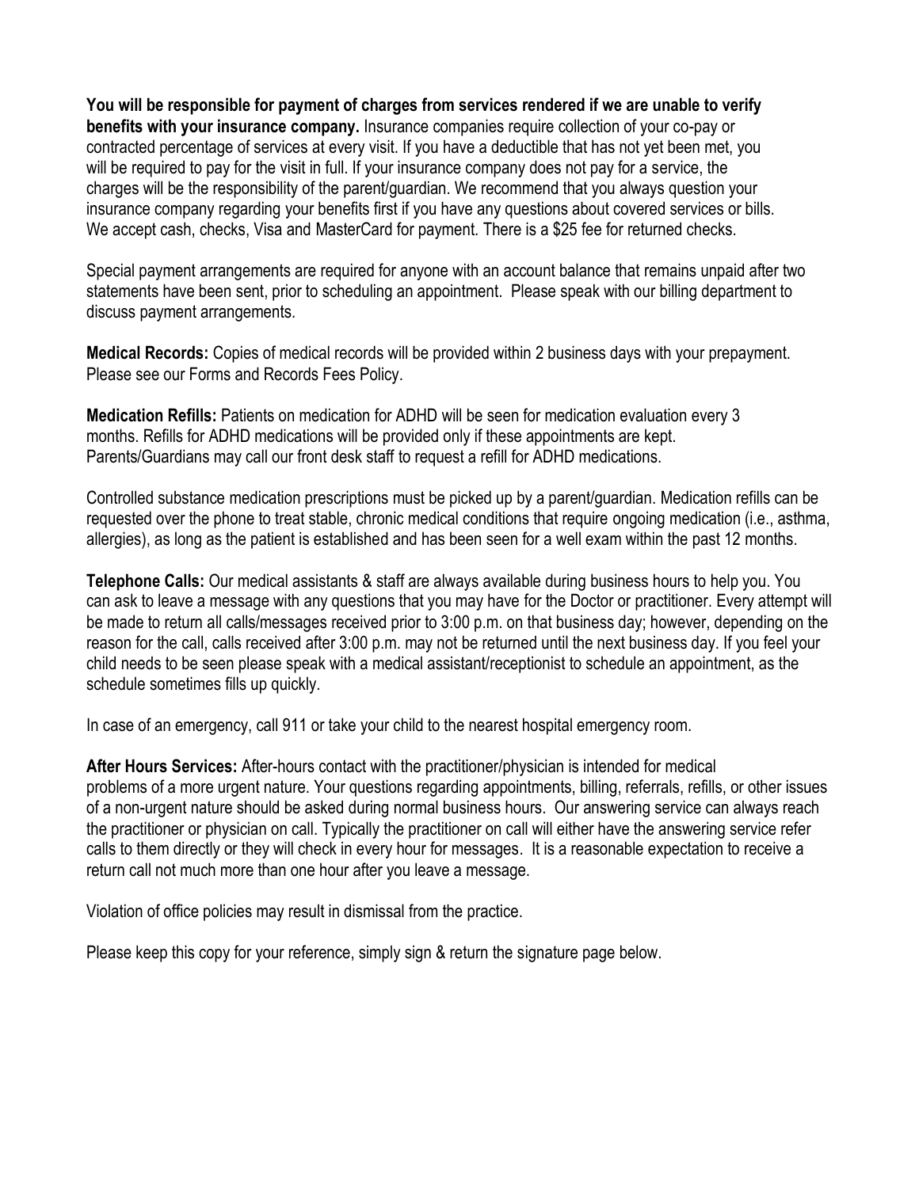**You will be responsible for payment of charges from services rendered if we are unable to verify benefits with your insurance company.** Insurance companies require collection of your co-pay or contracted percentage of services at every visit. If you have a deductible that has not yet been met, you will be required to pay for the visit in full. If your insurance company does not pay for a service, the charges will be the responsibility of the parent/guardian. We recommend that you always question your insurance company regarding your benefits first if you have any questions about covered services or bills. We accept cash, checks, Visa and MasterCard for payment. There is a $25 fee for returned checks.

Special payment arrangements are required for anyone with an account balance that remains unpaid after two statements have been sent, prior to scheduling an appointment. Please speak with our billing department to discuss payment arrangements.

**Medical Records:** Copies of medical records will be provided within 2 business days with your prepayment. Please see our Forms and Records Fees Policy.

**Medication Refills:** Patients on medication for ADHD will be seen for medication evaluation every 3 months. Refills for ADHD medications will be provided only if these appointments are kept. Parents/Guardians may call our front desk staff to request a refill for ADHD medications.

Controlled substance medication prescriptions must be picked up by a parent/guardian. Medication refills can be requested over the phone to treat stable, chronic medical conditions that require ongoing medication (i.e., asthma, allergies), as long as the patient is established and has been seen for a well exam within the past 12 months.

**Telephone Calls:** Our medical assistants & staff are always available during business hours to help you. You can ask to leave a message with any questions that you may have for the Doctor or practitioner. Every attempt will be made to return all calls/messages received prior to 3:00 p.m. on that business day; however, depending on the reason for the call, calls received after 3:00 p.m. may not be returned until the next business day. If you feel your child needs to be seen please speak with a medical assistant/receptionist to schedule an appointment, as the schedule sometimes fills up quickly.

In case of an emergency, call 911 or take your child to the nearest hospital emergency room.

**After Hours Services:** After-hours contact with the practitioner/physician is intended for medical problems of a more urgent nature. Your questions regarding appointments, billing, referrals, refills, or other issues of a non-urgent nature should be asked during normal business hours. Our answering service can always reach the practitioner or physician on call. Typically the practitioner on call will either have the answering service refer calls to them directly or they will check in every hour for messages. It is a reasonable expectation to receive a return call not much more than one hour after you leave a message.

Violation of office policies may result in dismissal from the practice.

Please keep this copy for your reference, simply sign & return the signature page below.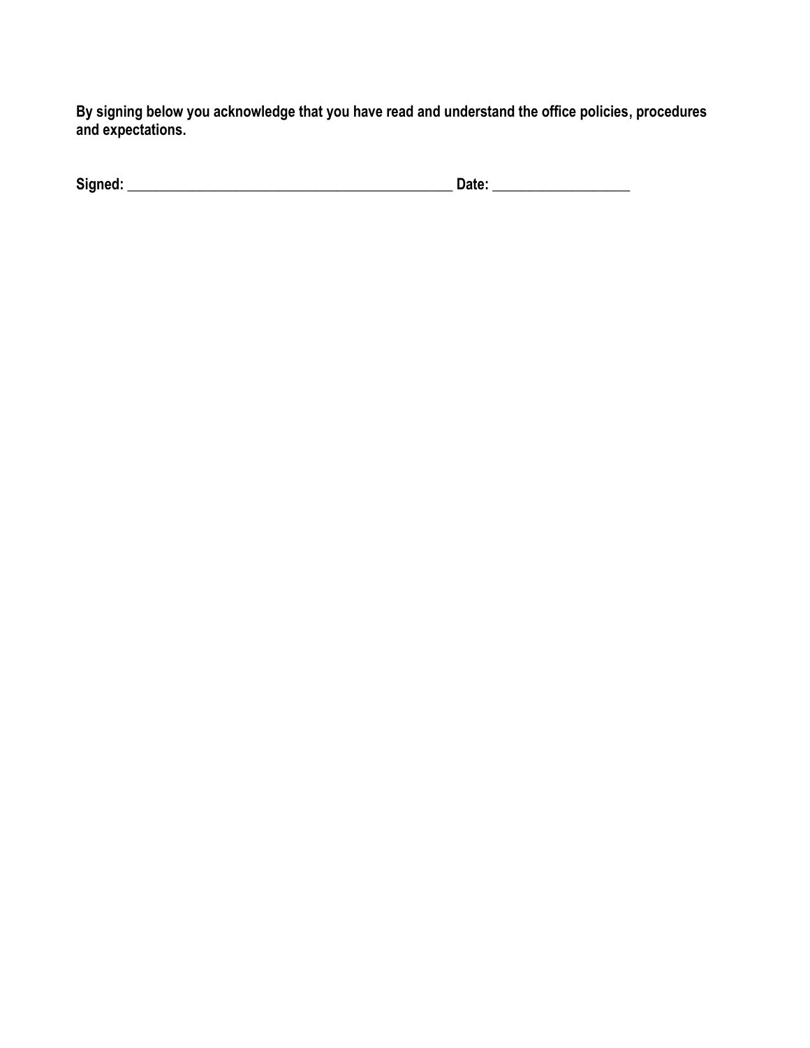**By signing below you acknowledge that you have read and understand the office policies, procedures and expectations.**

**Signed: ____________________________________________ Date: __________________**